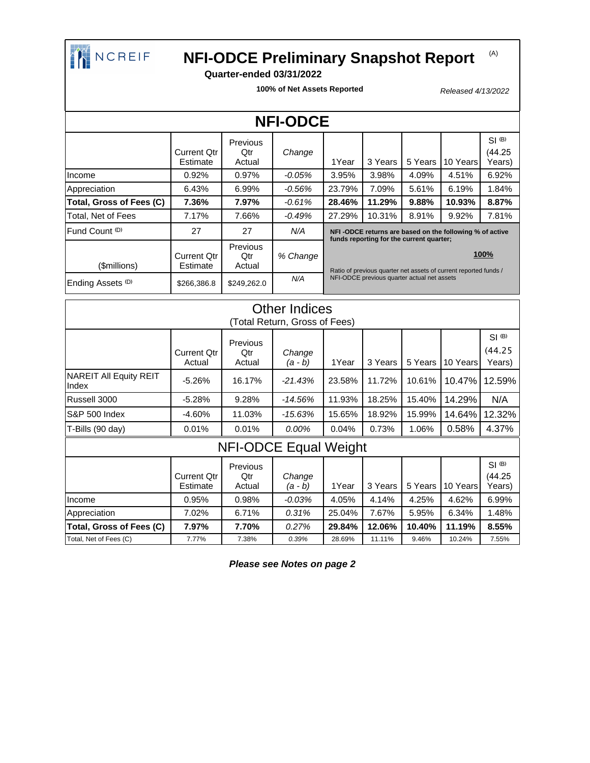NCREIF

# NFI-ODCE Preliminary Snapshot Report (A)

**Quarter-ended 03/31/2022**

**100% of Net Assets Reported**

*Released 4/13/2022*

## NFI-ODCE

| | Current Qtr Estimate | Previous Qtr Actual | *Change* | 1Year | 3 Years | 5 Years | 10 Years | SI (B) (44.25 Years) |
|---|---|---|---|---|---|---|---|---|
| Income | 0.92% | 0.97% | *-0.05%* | 3.95% | 3.98% | 4.09% | 4.51% | 6.92% |
| Appreciation | 6.43% | 6.99% | *-0.56%* | 23.79% | 7.09% | 5.61% | 6.19% | 1.84% |
| **Total, Gross of Fees (C)** | **7.36%** | **7.97%** | *-0.61%* | **28.46%** | **11.29%** | **9.88%** | **10.93%** | **8.87%** |
| Total, Net of Fees | 7.17% | 7.66% | *-0.49%* | 27.29% | 10.31% | 8.91% | 9.92% | 7.81% |
| Fund Count (D) | 27 | 27 | *N/A* | | | | | |

| ($millions) | Current Qtr Estimate | Previous Qtr Actual | *% Change* |
|---|---|---|---|
| Ending Assets (D) | $266,386.8 | $249,262.0 | *N/A* |

**NFI -ODCE returns are based on the following % of active funds reporting for the current quarter;**

**100%**

Ratio of previous quarter net assets of current reported funds / NFI-ODCE previous quarter actual net assets

## Other Indices

(Total Return, Gross of Fees)

| | Current Qtr Actual | Previous Qtr Actual | *Change (a - b)* | 1Year | 3 Years | 5 Years | 10 Years | SI (B) (44.25 Years) |
|---|---|---|---|---|---|---|---|---|
| NAREIT All Equity REIT Index | -5.26% | 16.17% | *-21.43%* | 23.58% | 11.72% | 10.61% | 10.47% | 12.59% |
| Russell 3000 | -5.28% | 9.28% | *-14.56%* | 11.93% | 18.25% | 15.40% | 14.29% | N/A |
| S&P 500 Index | -4.60% | 11.03% | *-15.63%* | 15.65% | 18.92% | 15.99% | 14.64% | 12.32% |
| T-Bills (90 day) | 0.01% | 0.01% | *0.00%* | 0.04% | 0.73% | 1.06% | 0.58% | 4.37% |

## NFI-ODCE Equal Weight

| | Current Qtr Estimate | Previous Qtr Actual | *Change (a - b)* | 1Year | 3 Years | 5 Years | 10 Years | SI (B) (44.25 Years) |
|---|---|---|---|---|---|---|---|---|
| Income | 0.95% | 0.98% | *-0.03%* | 4.05% | 4.14% | 4.25% | 4.62% | 6.99% |
| Appreciation | 7.02% | 6.71% | *0.31%* | 25.04% | 7.67% | 5.95% | 6.34% | 1.48% |
| **Total, Gross of Fees (C)** | **7.97%** | **7.70%** | *0.27%* | **29.84%** | **12.06%** | **10.40%** | **11.19%** | **8.55%** |
| Total, Net of Fees (C) | 7.77% | 7.38% | *0.39%* | 28.69% | 11.11% | 9.46% | 10.24% | 7.55% |

***Please see Notes on page 2***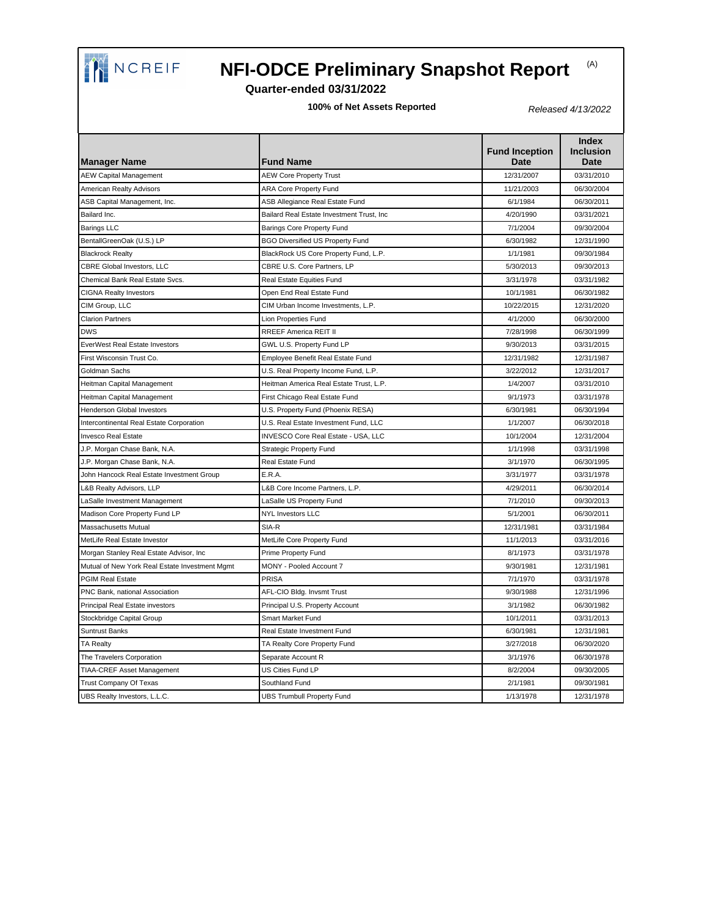# NFI-ODCE Preliminary Snapshot Report

(A)

**Quarter-ended 03/31/2022**

**100% of Net Assets Reported**

*Released 4/13/2022*

| Manager Name | Fund Name | Fund Inception Date | Index Inclusion Date |
|---|---|---|---|
| AEW Capital Management | AEW Core Property Trust | 12/31/2007 | 03/31/2010 |
| American Realty Advisors | ARA Core Property Fund | 11/21/2003 | 06/30/2004 |
| ASB Capital Management, Inc. | ASB Allegiance Real Estate Fund | 6/1/1984 | 06/30/2011 |
| Bailard Inc. | Bailard Real Estate Investment Trust, Inc | 4/20/1990 | 03/31/2021 |
| Barings LLC | Barings Core Property Fund | 7/1/2004 | 09/30/2004 |
| BentallGreenOak (U.S.) LP | BGO Diversified US Property Fund | 6/30/1982 | 12/31/1990 |
| Blackrock Realty | BlackRock US Core Property Fund, L.P. | 1/1/1981 | 09/30/1984 |
| CBRE Global Investors, LLC | CBRE U.S. Core Partners, LP | 5/30/2013 | 09/30/2013 |
| Chemical Bank Real Estate Svcs. | Real Estate Equities Fund | 3/31/1978 | 03/31/1982 |
| CIGNA Realty Investors | Open End Real Estate Fund | 10/1/1981 | 06/30/1982 |
| CIM Group, LLC | CIM Urban Income Investments, L.P. | 10/22/2015 | 12/31/2020 |
| Clarion Partners | Lion Properties Fund | 4/1/2000 | 06/30/2000 |
| DWS | RREEF America REIT II | 7/28/1998 | 06/30/1999 |
| EverWest Real Estate Investors | GWL U.S. Property Fund LP | 9/30/2013 | 03/31/2015 |
| First Wisconsin Trust Co. | Employee Benefit Real Estate Fund | 12/31/1982 | 12/31/1987 |
| Goldman Sachs | U.S. Real Property Income Fund, L.P. | 3/22/2012 | 12/31/2017 |
| Heitman Capital Management | Heitman America Real Estate Trust, L.P. | 1/4/2007 | 03/31/2010 |
| Heitman Capital Management | First Chicago Real Estate Fund | 9/1/1973 | 03/31/1978 |
| Henderson Global Investors | U.S. Property Fund (Phoenix RESA) | 6/30/1981 | 06/30/1994 |
| Intercontinental Real Estate Corporation | U.S. Real Estate Investment Fund, LLC | 1/1/2007 | 06/30/2018 |
| Invesco Real Estate | INVESCO Core Real Estate - USA, LLC | 10/1/2004 | 12/31/2004 |
| J.P. Morgan Chase Bank, N.A. | Strategic Property Fund | 1/1/1998 | 03/31/1998 |
| J.P. Morgan Chase Bank, N.A. | Real Estate Fund | 3/1/1970 | 06/30/1995 |
| John Hancock Real Estate Investment Group | E.R.A. | 3/31/1977 | 03/31/1978 |
| L&B Realty Advisors, LLP | L&B Core Income Partners, L.P. | 4/29/2011 | 06/30/2014 |
| LaSalle Investment Management | LaSalle US Property Fund | 7/1/2010 | 09/30/2013 |
| Madison Core Property Fund LP | NYL Investors LLC | 5/1/2001 | 06/30/2011 |
| Massachusetts Mutual | SIA-R | 12/31/1981 | 03/31/1984 |
| MetLife Real Estate Investor | MetLife Core Property Fund | 11/1/2013 | 03/31/2016 |
| Morgan Stanley Real Estate Advisor, Inc | Prime Property Fund | 8/1/1973 | 03/31/1978 |
| Mutual of New York Real Estate Investment Mgmt | MONY - Pooled Account 7 | 9/30/1981 | 12/31/1981 |
| PGIM Real Estate | PRISA | 7/1/1970 | 03/31/1978 |
| PNC Bank, national Association | AFL-CIO Bldg. Invsmt Trust | 9/30/1988 | 12/31/1996 |
| Principal Real Estate investors | Principal U.S. Property Account | 3/1/1982 | 06/30/1982 |
| Stockbridge Capital Group | Smart Market Fund | 10/1/2011 | 03/31/2013 |
| Suntrust Banks | Real Estate Investment Fund | 6/30/1981 | 12/31/1981 |
| TA Realty | TA Realty Core Property Fund | 3/27/2018 | 06/30/2020 |
| The Travelers Corporation | Separate Account R | 3/1/1976 | 06/30/1978 |
| TIAA-CREF Asset Management | US Cities Fund LP | 8/2/2004 | 09/30/2005 |
| Trust Company Of Texas | Southland Fund | 2/1/1981 | 09/30/1981 |
| UBS Realty Investors, L.L.C. | UBS Trumbull Property Fund | 1/13/1978 | 12/31/1978 |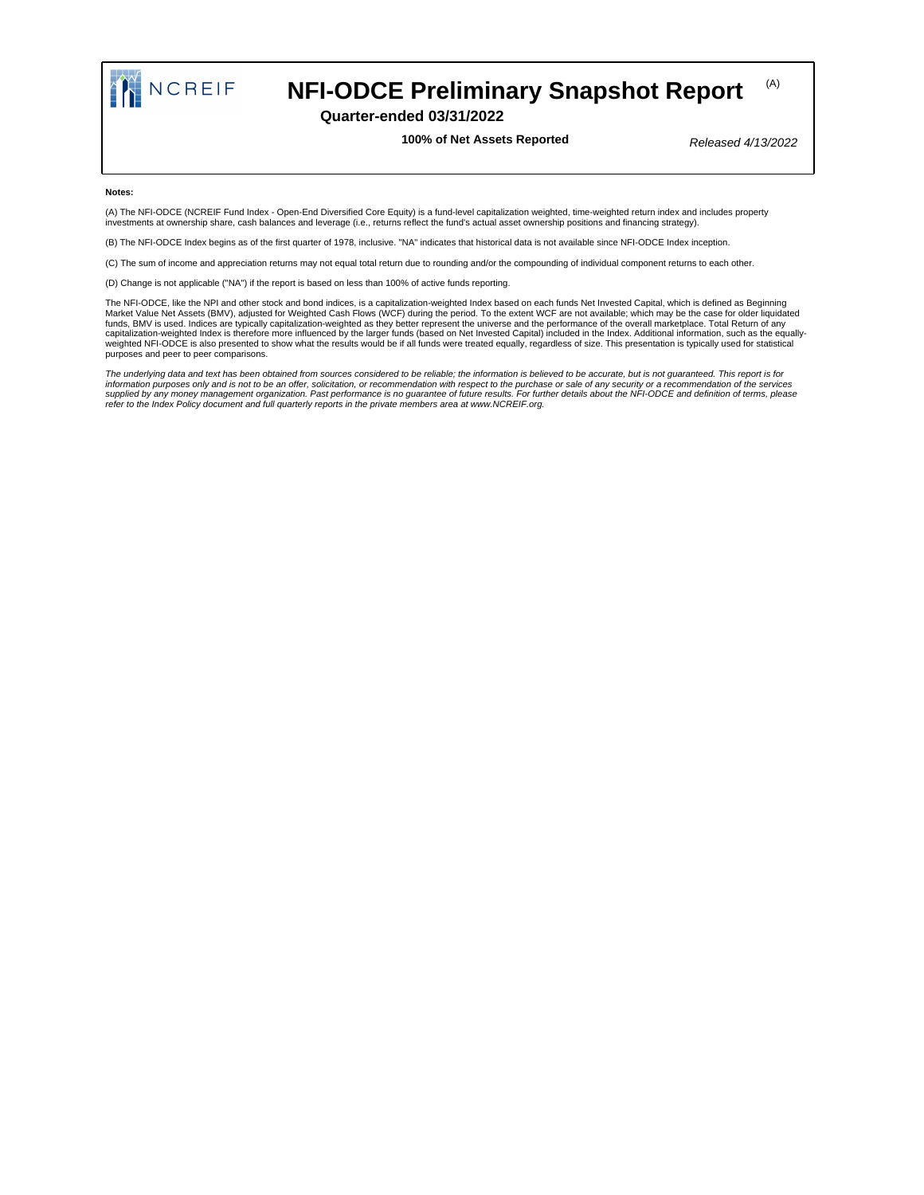NCREIF

# NFI-ODCE Preliminary Snapshot Report (A)

**Quarter-ended 03/31/2022**

**100% of Net Assets Reported**

*Released 4/13/2022*

**Notes:**

(A) The NFI-ODCE (NCREIF Fund Index - Open-End Diversified Core Equity) is a fund-level capitalization weighted, time-weighted return index and includes property investments at ownership share, cash balances and leverage (i.e., returns reflect the fund's actual asset ownership positions and financing strategy).

(B) The NFI-ODCE Index begins as of the first quarter of 1978, inclusive. "NA" indicates that historical data is not available since NFI-ODCE Index inception.

(C) The sum of income and appreciation returns may not equal total return due to rounding and/or the compounding of individual component returns to each other.

(D) Change is not applicable ("NA") if the report is based on less than 100% of active funds reporting.

The NFI-ODCE, like the NPI and other stock and bond indices, is a capitalization-weighted Index based on each funds Net Invested Capital, which is defined as Beginning Market Value Net Assets (BMV), adjusted for Weighted Cash Flows (WCF) during the period. To the extent WCF are not available; which may be the case for older liquidated funds, BMV is used. Indices are typically capitalization-weighted as they better represent the universe and the performance of the overall marketplace. Total Return of any capitalization-weighted Index is therefore more influenced by the larger funds (based on Net Invested Capital) included in the Index. Additional information, such as the equally-weighted NFI-ODCE is also presented to show what the results would be if all funds were treated equally, regardless of size. This presentation is typically used for statistical purposes and peer to peer comparisons.

*The underlying data and text has been obtained from sources considered to be reliable; the information is believed to be accurate, but is not guaranteed. This report is for information purposes only and is not to be an offer, solicitation, or recommendation with respect to the purchase or sale of any security or a recommendation of the services supplied by any money management organization. Past performance is no guarantee of future results. For further details about the NFI-ODCE and definition of terms, please refer to the Index Policy document and full quarterly reports in the private members area at www.NCREIF.org.*